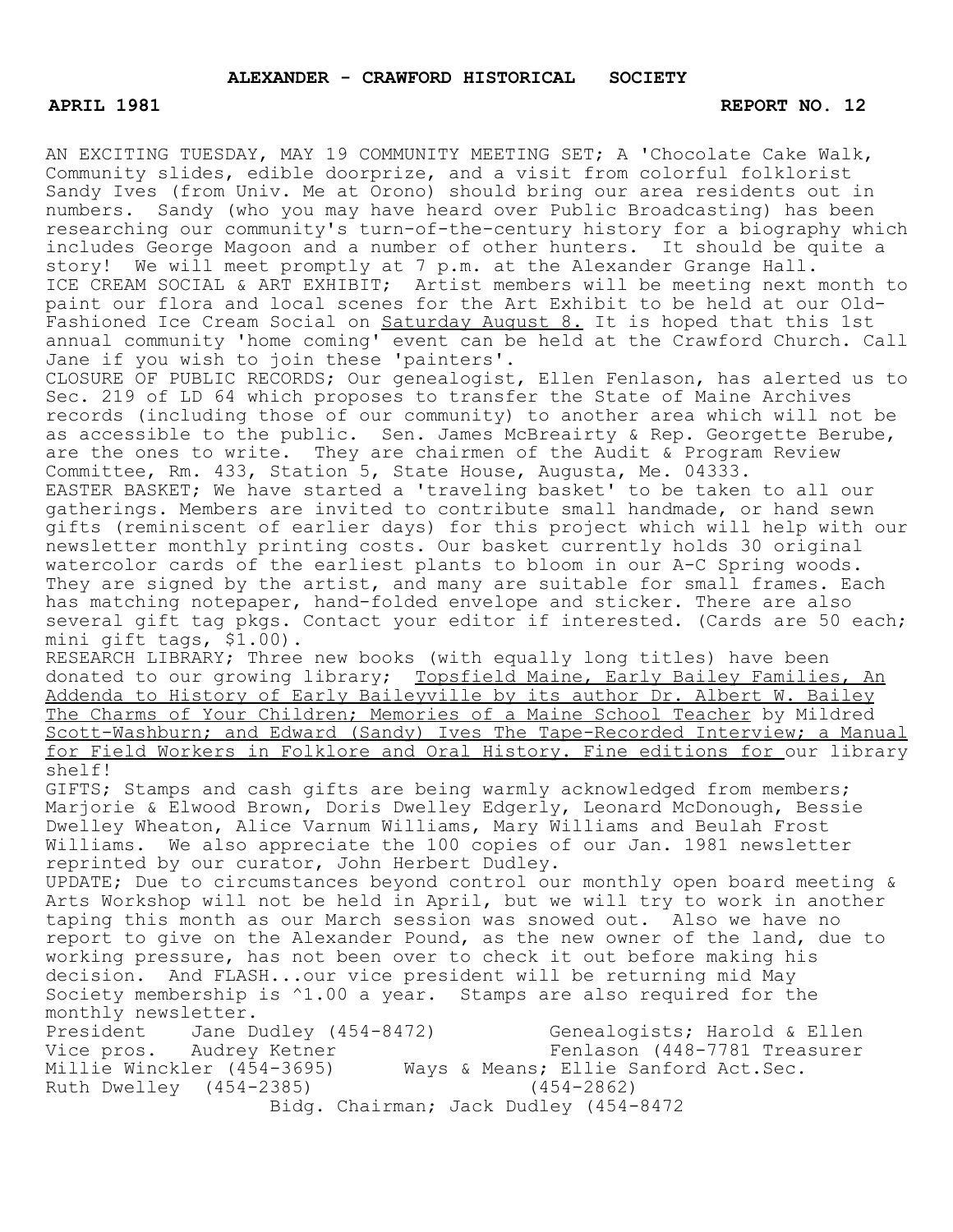# ALEXANDER - CRAWFORD HISTORICAL SOCIETY

**APRIL 1981** **REPORT NO. 12**

AN EXCITING TUESDAY, MAY 19 COMMUNITY MEETING SET; A 'Chocolate Cake Walk, Community slides, edible doorprize, and a visit from colorful folklorist Sandy Ives (from Univ. Me at Orono) should bring our area residents out in numbers. Sandy (who you may have heard over Public Broadcasting) has been researching our community's turn-of-the-century history for a biography which includes George Magoon and a number of other hunters. It should be quite a story! We will meet promptly at 7 p.m. at the Alexander Grange Hall.

ICE CREAM SOCIAL & ART EXHIBIT; Artist members will be meeting next month to paint our flora and local scenes for the Art Exhibit to be held at our Old-Fashioned Ice Cream Social on <u>Saturday August 8.</u> It is hoped that this 1st annual community 'home coming' event can be held at the Crawford Church. Call Jane if you wish to join these 'painters'.

CLOSURE OF PUBLIC RECORDS; Our genealogist, Ellen Fenlason, has alerted us to Sec. 219 of LD 64 which proposes to transfer the State of Maine Archives records (including those of our community) to another area which will not be as accessible to the public. Sen. James McBreairty & Rep. Georgette Berube, are the ones to write. They are chairmen of the Audit & Program Review Committee, Rm. 433, Station 5, State House, Augusta, Me. 04333.

EASTER BASKET; We have started a 'traveling basket' to be taken to all our gatherings. Members are invited to contribute small handmade, or hand sewn gifts (reminiscent of earlier days) for this project which will help with our newsletter monthly printing costs. Our basket currently holds 30 original watercolor cards of the earliest plants to bloom in our A-C Spring woods. They are signed by the artist, and many are suitable for small frames. Each has matching notepaper, hand-folded envelope and sticker. There are also several gift tag pkgs. Contact your editor if interested. (Cards are 50 each; mini gift tags, $1.00).

RESEARCH LIBRARY; Three new books (with equally long titles) have been donated to our growing library; <u>Topsfield Maine, Early Bailey Families, An Addenda to History of Early Baileyville by its author Dr. Albert W. Bailey The Charms of Your Children; Memories of a Maine School Teacher</u> by Mildred <u>Scott-Washburn; and Edward (Sandy) Ives The Tape-Recorded Interview; a Manual for Field Workers in Folklore and Oral History. Fine editions for</u> our library shelf!

GIFTS; Stamps and cash gifts are being warmly acknowledged from members; Marjorie & Elwood Brown, Doris Dwelley Edgerly, Leonard McDonough, Bessie Dwelley Wheaton, Alice Varnum Williams, Mary Williams and Beulah Frost Williams. We also appreciate the 100 copies of our Jan. 1981 newsletter reprinted by our curator, John Herbert Dudley.

UPDATE; Due to circumstances beyond control our monthly open board meeting & Arts Workshop will not be held in April, but we will try to work in another taping this month as our March session was snowed out. Also we have no report to give on the Alexander Pound, as the new owner of the land, due to working pressure, has not been over to check it out before making his decision. And FLASH...our vice president will be returning mid May

Society membership is ^1.00 a year. Stamps are also required for the monthly newsletter.

President Jane Dudley (454-8472) Genealogists; Harold & Ellen
Vice pros. Audrey Ketner Fenlason (448-7781 Treasurer
Millie Winckler (454-3695) Ways & Means; Ellie Sanford Act.Sec.
Ruth Dwelley (454-2385) (454-2862)
Bidg. Chairman; Jack Dudley (454-8472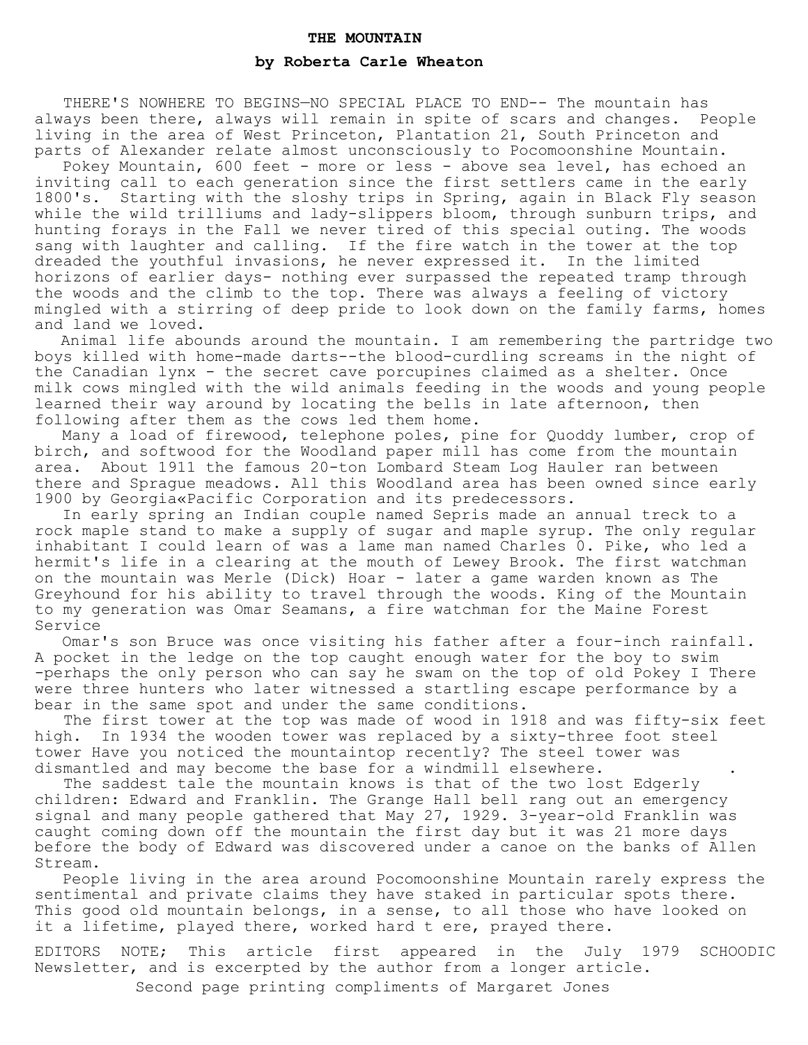# THE MOUNTAIN

### by Roberta Carle Wheaton

THERE'S NOWHERE TO BEGINS—NO SPECIAL PLACE TO END-- The mountain has always been there, always will remain in spite of scars and changes. People living in the area of West Princeton, Plantation 21, South Princeton and parts of Alexander relate almost unconsciously to Pocomoonshine Mountain.

Pokey Mountain, 600 feet - more or less - above sea level, has echoed an inviting call to each generation since the first settlers came in the early 1800's. Starting with the sloshy trips in Spring, again in Black Fly season while the wild trilliums and lady-slippers bloom, through sunburn trips, and hunting forays in the Fall we never tired of this special outing. The woods sang with laughter and calling. If the fire watch in the tower at the top dreaded the youthful invasions, he never expressed it. In the limited horizons of earlier days- nothing ever surpassed the repeated tramp through the woods and the climb to the top. There was always a feeling of victory mingled with a stirring of deep pride to look down on the family farms, homes and land we loved.

Animal life abounds around the mountain. I am remembering the partridge two boys killed with home-made darts--the blood-curdling screams in the night of the Canadian lynx - the secret cave porcupines claimed as a shelter. Once milk cows mingled with the wild animals feeding in the woods and young people learned their way around by locating the bells in late afternoon, then following after them as the cows led them home.

Many a load of firewood, telephone poles, pine for Quoddy lumber, crop of birch, and softwood for the Woodland paper mill has come from the mountain area. About 1911 the famous 20-ton Lombard Steam Log Hauler ran between there and Sprague meadows. All this Woodland area has been owned since early 1900 by Georgia«Pacific Corporation and its predecessors.

In early spring an Indian couple named Sepris made an annual treck to a rock maple stand to make a supply of sugar and maple syrup. The only regular inhabitant I could learn of was a lame man named Charles O. Pike, who led a hermit's life in a clearing at the mouth of Lewey Brook. The first watchman on the mountain was Merle (Dick) Hoar - later a game warden known as The Greyhound for his ability to travel through the woods. King of the Mountain to my generation was Omar Seamans, a fire watchman for the Maine Forest Service

Omar's son Bruce was once visiting his father after a four-inch rainfall. A pocket in the ledge on the top caught enough water for the boy to swim -perhaps the only person who can say he swam on the top of old Pokey I There were three hunters who later witnessed a startling escape performance by a bear in the same spot and under the same conditions.

The first tower at the top was made of wood in 1918 and was fifty-six feet high. In 1934 the wooden tower was replaced by a sixty-three foot steel tower Have you noticed the mountaintop recently? The steel tower was dismantled and may become the base for a windmill elsewhere.

The saddest tale the mountain knows is that of the two lost Edgerly children: Edward and Franklin. The Grange Hall bell rang out an emergency signal and many people gathered that May 27, 1929. 3-year-old Franklin was caught coming down off the mountain the first day but it was 21 more days before the body of Edward was discovered under a canoe on the banks of Allen Stream.

People living in the area around Pocomoonshine Mountain rarely express the sentimental and private claims they have staked in particular spots there. This good old mountain belongs, in a sense, to all those who have looked on it a lifetime, played there, worked hard t ere, prayed there.

EDITORS NOTE; This article first appeared in the July 1979 SCHOODIC Newsletter, and is excerpted by the author from a longer article.

Second page printing compliments of Margaret Jones